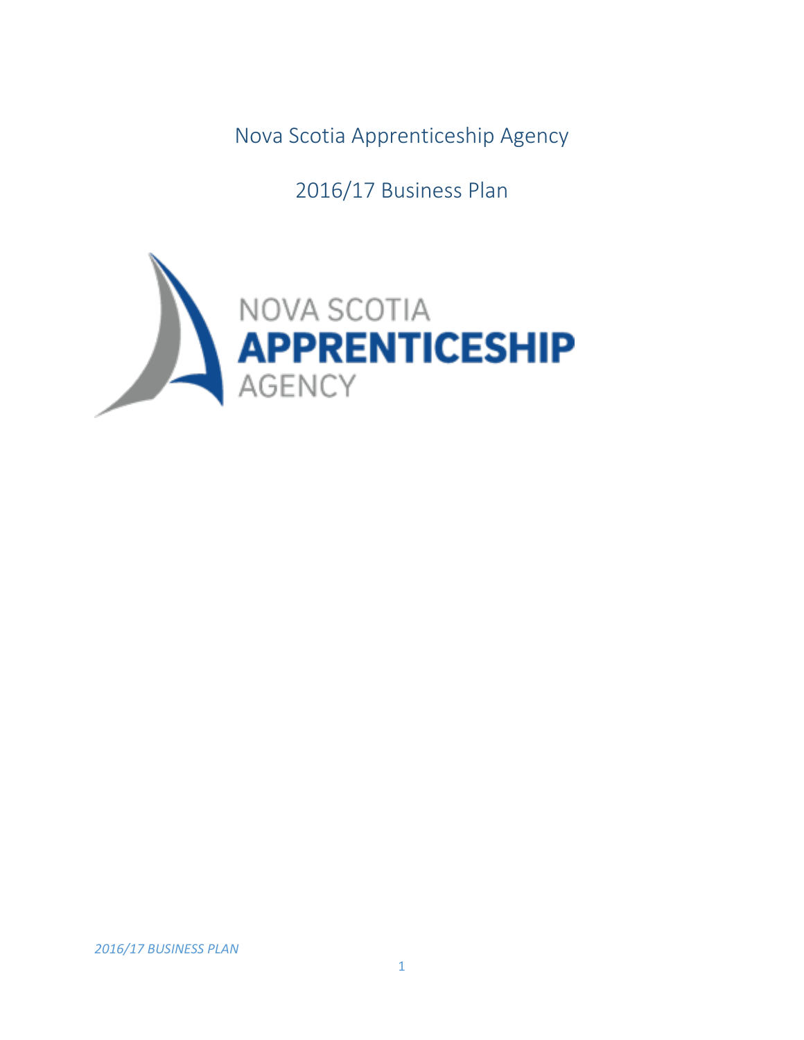# Nova Scotia Apprenticeship Agency

## 2016/17 Business Plan

NOVA SCOTIA
**APPRENTICESHIP**
AGENCY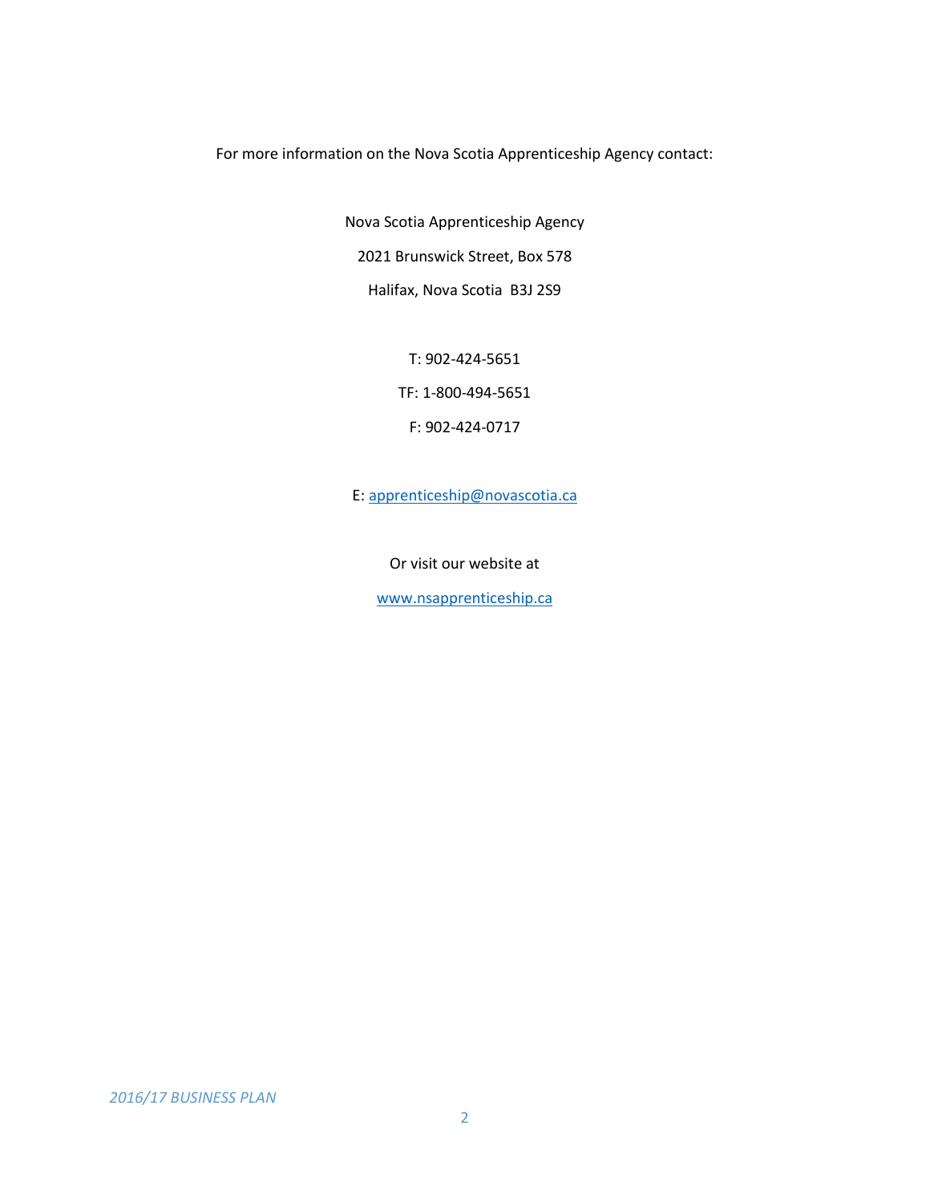For more information on the Nova Scotia Apprenticeship Agency contact:

Nova Scotia Apprenticeship Agency

2021 Brunswick Street, Box 578

Halifax, Nova Scotia B3J 2S9

T: 902-424-5651

TF: 1-800-494-5651

F: 902-424-0717

E: apprenticeship@novascotia.ca

Or visit our website at

www.nsapprenticeship.ca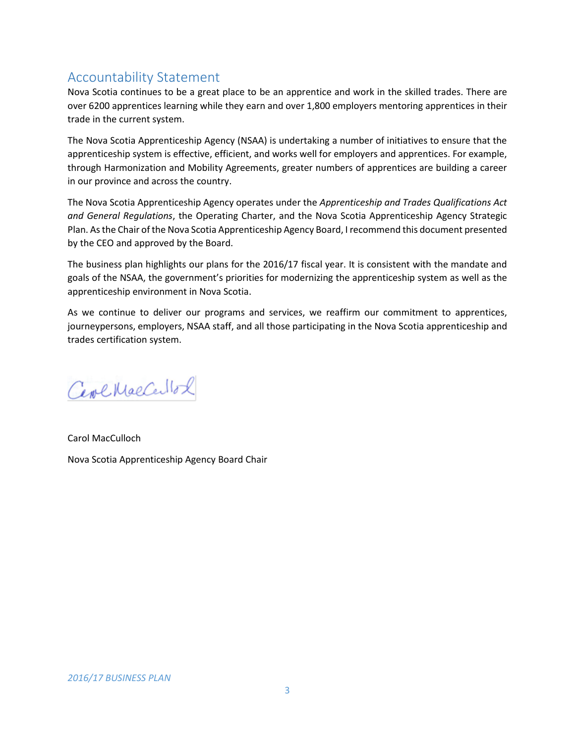## Accountability Statement

Nova Scotia continues to be a great place to be an apprentice and work in the skilled trades. There are over 6200 apprentices learning while they earn and over 1,800 employers mentoring apprentices in their trade in the current system.

The Nova Scotia Apprenticeship Agency (NSAA) is undertaking a number of initiatives to ensure that the apprenticeship system is effective, efficient, and works well for employers and apprentices. For example, through Harmonization and Mobility Agreements, greater numbers of apprentices are building a career in our province and across the country.

The Nova Scotia Apprenticeship Agency operates under the *Apprenticeship and Trades Qualifications Act and General Regulations*, the Operating Charter, and the Nova Scotia Apprenticeship Agency Strategic Plan. As the Chair of the Nova Scotia Apprenticeship Agency Board, I recommend this document presented by the CEO and approved by the Board.

The business plan highlights our plans for the 2016/17 fiscal year. It is consistent with the mandate and goals of the NSAA, the government's priorities for modernizing the apprenticeship system as well as the apprenticeship environment in Nova Scotia.

As we continue to deliver our programs and services, we reaffirm our commitment to apprentices, journeypersons, employers, NSAA staff, and all those participating in the Nova Scotia apprenticeship and trades certification system.

Carol MacCulloch

Nova Scotia Apprenticeship Agency Board Chair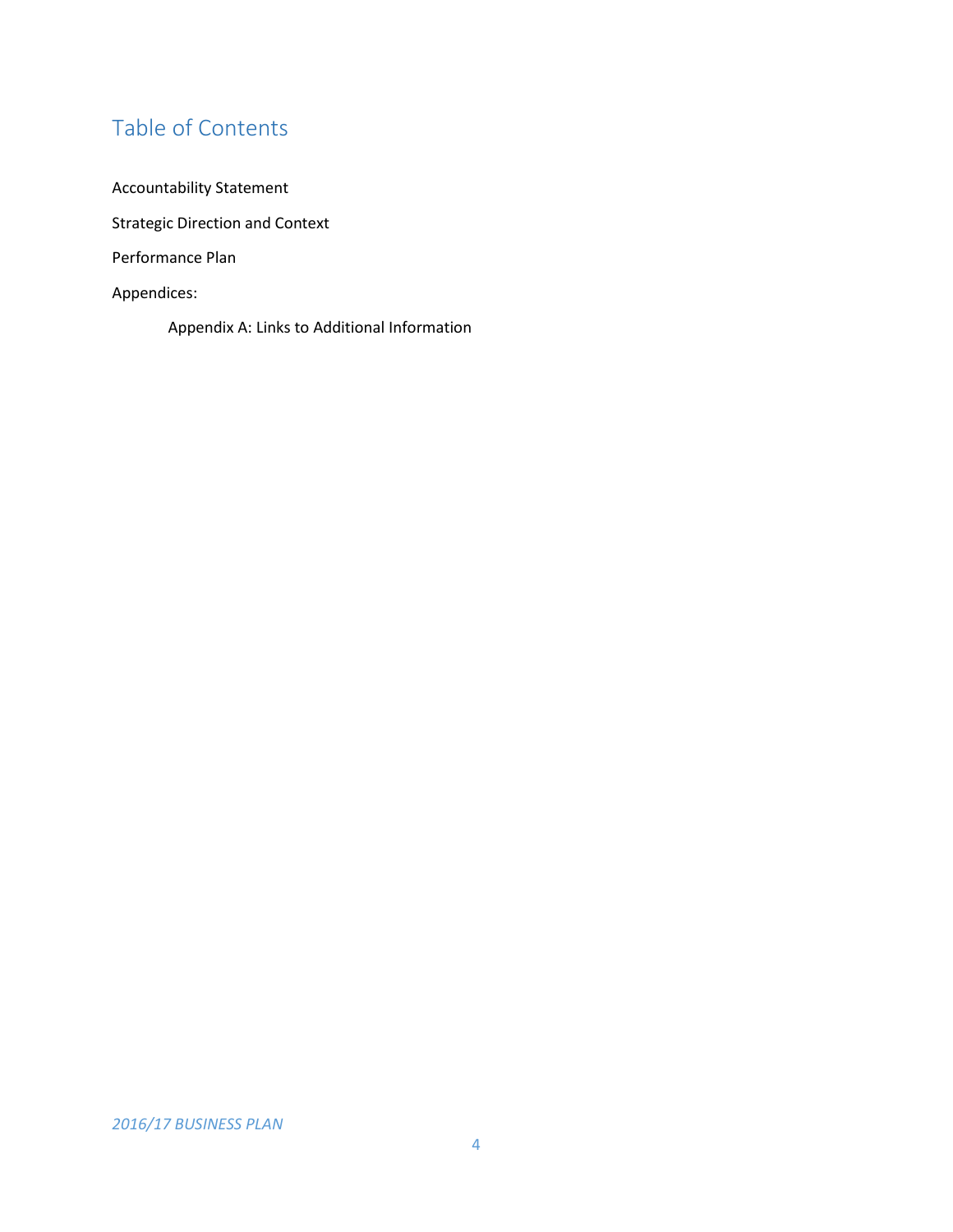# Table of Contents

Accountability Statement

Strategic Direction and Context

Performance Plan

Appendices:

- Appendix A: Links to Additional Information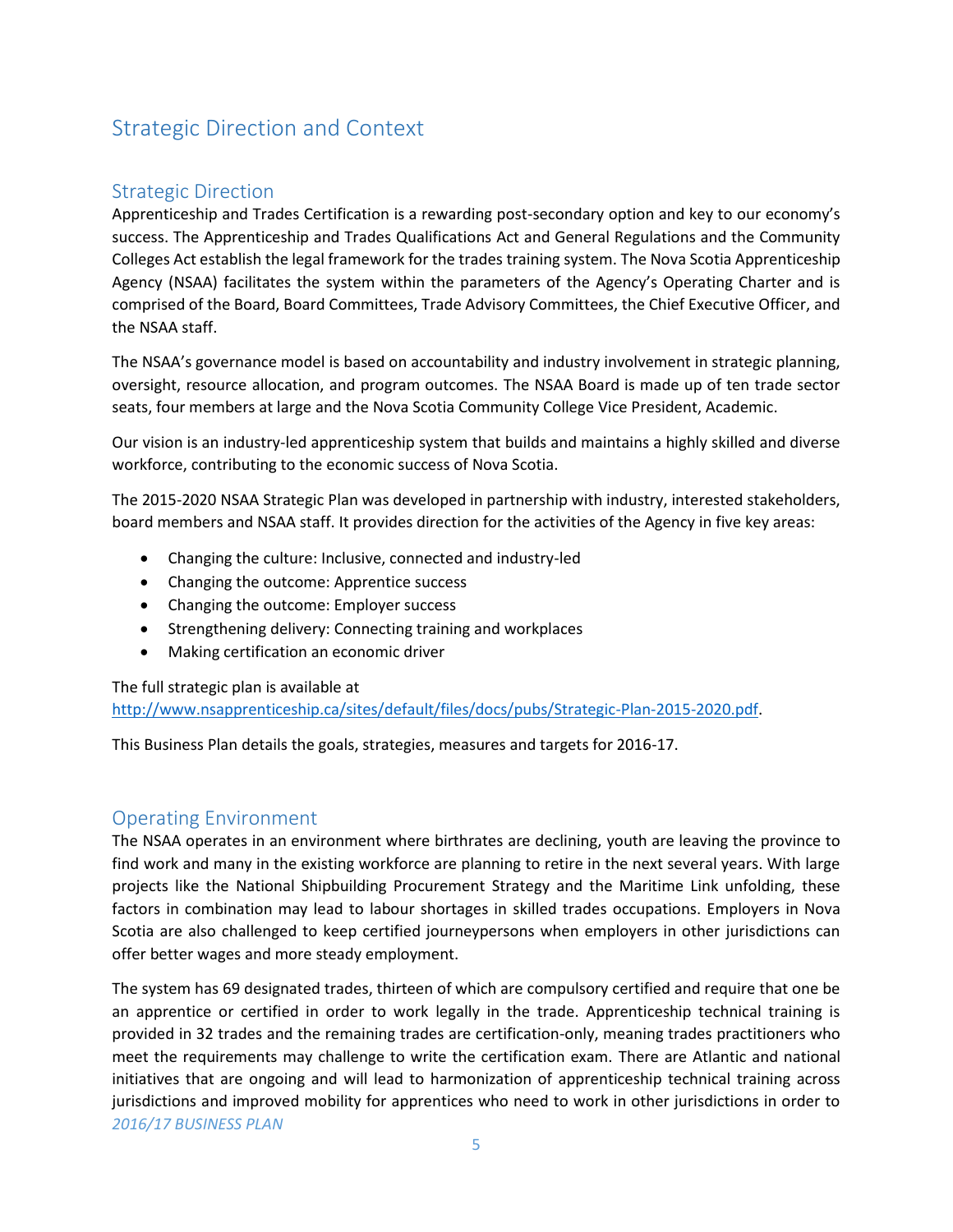# Strategic Direction and Context

## Strategic Direction

Apprenticeship and Trades Certification is a rewarding post-secondary option and key to our economy's success. The Apprenticeship and Trades Qualifications Act and General Regulations and the Community Colleges Act establish the legal framework for the trades training system. The Nova Scotia Apprenticeship Agency (NSAA) facilitates the system within the parameters of the Agency's Operating Charter and is comprised of the Board, Board Committees, Trade Advisory Committees, the Chief Executive Officer, and the NSAA staff.

The NSAA's governance model is based on accountability and industry involvement in strategic planning, oversight, resource allocation, and program outcomes. The NSAA Board is made up of ten trade sector seats, four members at large and the Nova Scotia Community College Vice President, Academic.

Our vision is an industry-led apprenticeship system that builds and maintains a highly skilled and diverse workforce, contributing to the economic success of Nova Scotia.

The 2015-2020 NSAA Strategic Plan was developed in partnership with industry, interested stakeholders, board members and NSAA staff. It provides direction for the activities of the Agency in five key areas:

- Changing the culture: Inclusive, connected and industry-led
- Changing the outcome: Apprentice success
- Changing the outcome: Employer success
- Strengthening delivery: Connecting training and workplaces
- Making certification an economic driver

The full strategic plan is available at
[http://www.nsapprenticeship.ca/sites/default/files/docs/pubs/Strategic-Plan-2015-2020.pdf](http://www.nsapprenticeship.ca/sites/default/files/docs/pubs/Strategic-Plan-2015-2020.pdf).

This Business Plan details the goals, strategies, measures and targets for 2016-17.

## Operating Environment

The NSAA operates in an environment where birthrates are declining, youth are leaving the province to find work and many in the existing workforce are planning to retire in the next several years. With large projects like the National Shipbuilding Procurement Strategy and the Maritime Link unfolding, these factors in combination may lead to labour shortages in skilled trades occupations. Employers in Nova Scotia are also challenged to keep certified journeypersons when employers in other jurisdictions can offer better wages and more steady employment.

The system has 69 designated trades, thirteen of which are compulsory certified and require that one be an apprentice or certified in order to work legally in the trade. Apprenticeship technical training is provided in 32 trades and the remaining trades are certification-only, meaning trades practitioners who meet the requirements may challenge to write the certification exam. There are Atlantic and national initiatives that are ongoing and will lead to harmonization of apprenticeship technical training across jurisdictions and improved mobility for apprentices who need to work in other jurisdictions in order to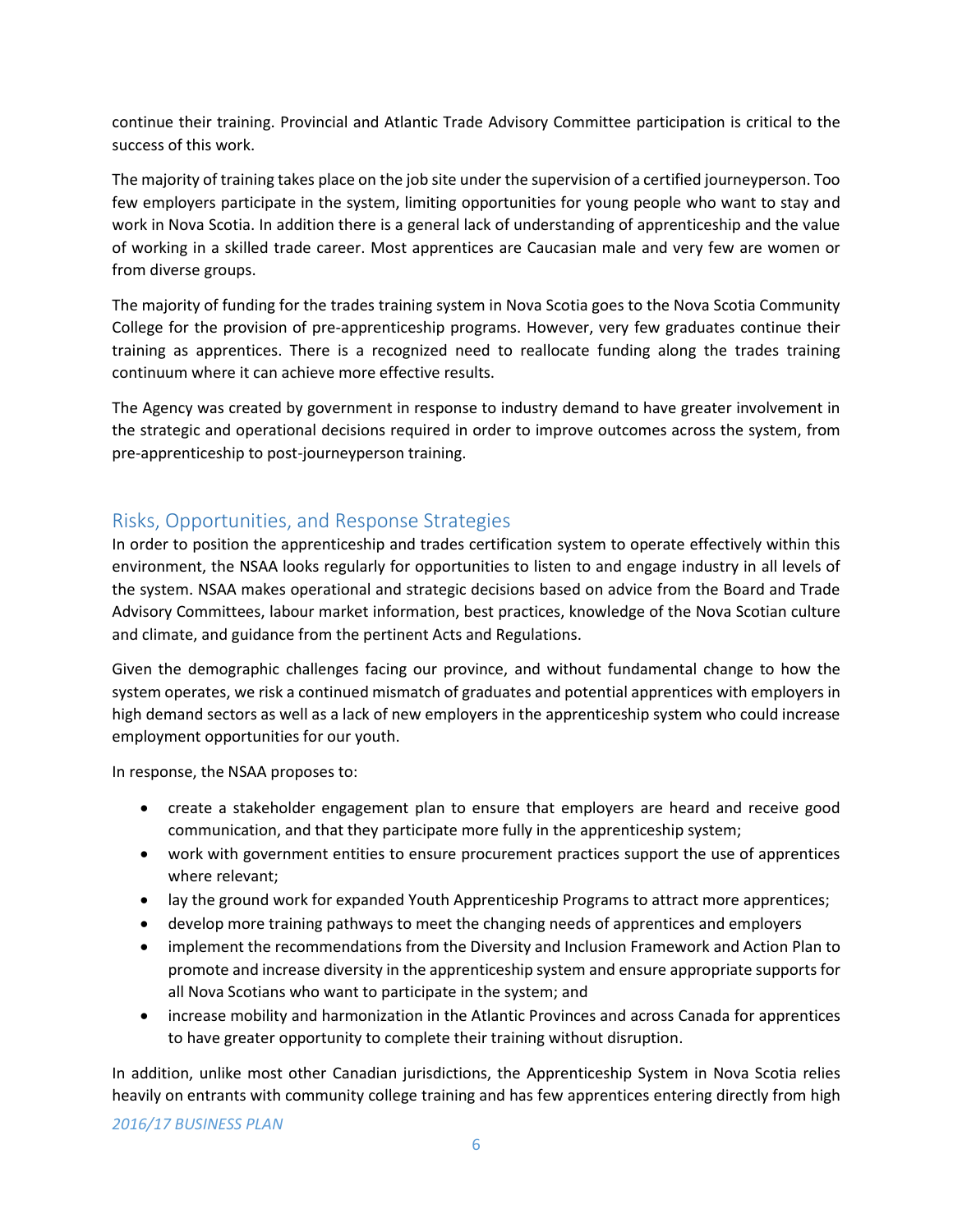continue their training. Provincial and Atlantic Trade Advisory Committee participation is critical to the success of this work.

The majority of training takes place on the job site under the supervision of a certified journeyperson. Too few employers participate in the system, limiting opportunities for young people who want to stay and work in Nova Scotia. In addition there is a general lack of understanding of apprenticeship and the value of working in a skilled trade career. Most apprentices are Caucasian male and very few are women or from diverse groups.

The majority of funding for the trades training system in Nova Scotia goes to the Nova Scotia Community College for the provision of pre-apprenticeship programs. However, very few graduates continue their training as apprentices. There is a recognized need to reallocate funding along the trades training continuum where it can achieve more effective results.

The Agency was created by government in response to industry demand to have greater involvement in the strategic and operational decisions required in order to improve outcomes across the system, from pre-apprenticeship to post-journeyperson training.

## Risks, Opportunities, and Response Strategies

In order to position the apprenticeship and trades certification system to operate effectively within this environment, the NSAA looks regularly for opportunities to listen to and engage industry in all levels of the system. NSAA makes operational and strategic decisions based on advice from the Board and Trade Advisory Committees, labour market information, best practices, knowledge of the Nova Scotian culture and climate, and guidance from the pertinent Acts and Regulations.

Given the demographic challenges facing our province, and without fundamental change to how the system operates, we risk a continued mismatch of graduates and potential apprentices with employers in high demand sectors as well as a lack of new employers in the apprenticeship system who could increase employment opportunities for our youth.

In response, the NSAA proposes to:

- create a stakeholder engagement plan to ensure that employers are heard and receive good communication, and that they participate more fully in the apprenticeship system;
- work with government entities to ensure procurement practices support the use of apprentices where relevant;
- lay the ground work for expanded Youth Apprenticeship Programs to attract more apprentices;
- develop more training pathways to meet the changing needs of apprentices and employers
- implement the recommendations from the Diversity and Inclusion Framework and Action Plan to promote and increase diversity in the apprenticeship system and ensure appropriate supports for all Nova Scotians who want to participate in the system; and
- increase mobility and harmonization in the Atlantic Provinces and across Canada for apprentices to have greater opportunity to complete their training without disruption.

In addition, unlike most other Canadian jurisdictions, the Apprenticeship System in Nova Scotia relies heavily on entrants with community college training and has few apprentices entering directly from high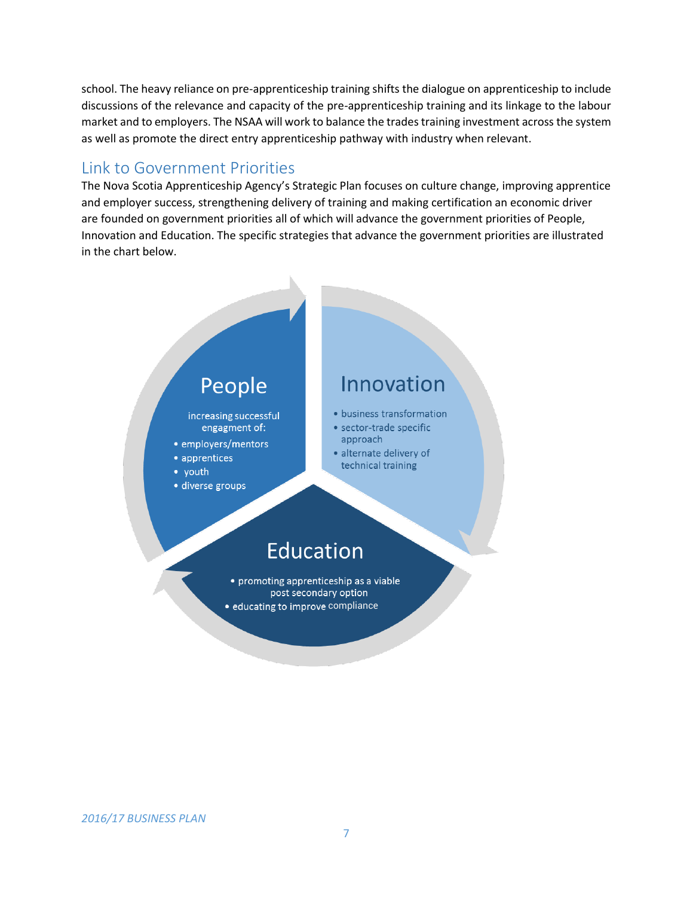school. The heavy reliance on pre-apprenticeship training shifts the dialogue on apprenticeship to include discussions of the relevance and capacity of the pre-apprenticeship training and its linkage to the labour market and to employers. The NSAA will work to balance the trades training investment across the system as well as promote the direct entry apprenticeship pathway with industry when relevant.

## Link to Government Priorities

The Nova Scotia Apprenticeship Agency's Strategic Plan focuses on culture change, improving apprentice and employer success, strengthening delivery of training and making certification an economic driver are founded on government priorities all of which will advance the government priorities of People, Innovation and Education. The specific strategies that advance the government priorities are illustrated in the chart below.

**People**

increasing successful engagment of:

- employers/mentors
- apprentices
- youth
- diverse groups

**Innovation**

- business transformation
- sector-trade specific approach
- alternate delivery of technical training

**Education**

- promoting apprenticeship as a viable post secondary option
- educating to improve compliance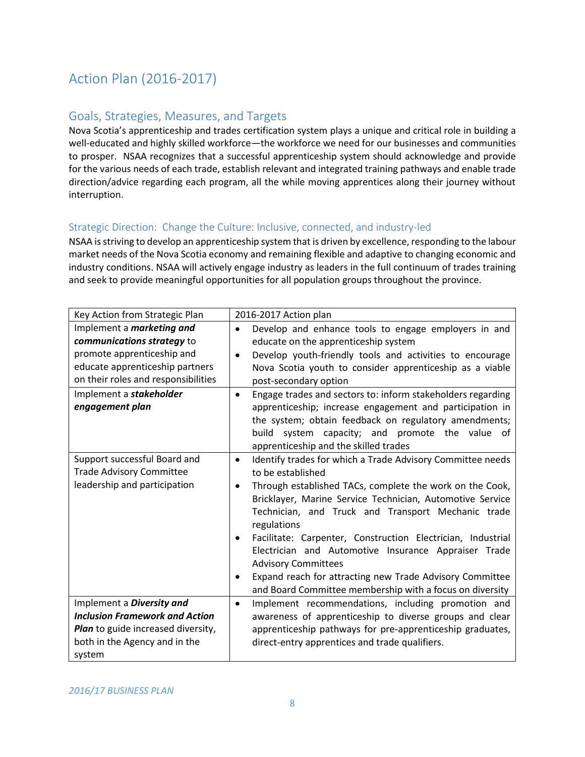# Action Plan (2016-2017)

## Goals, Strategies, Measures, and Targets

Nova Scotia's apprenticeship and trades certification system plays a unique and critical role in building a well-educated and highly skilled workforce—the workforce we need for our businesses and communities to prosper. NSAA recognizes that a successful apprenticeship system should acknowledge and provide for the various needs of each trade, establish relevant and integrated training pathways and enable trade direction/advice regarding each program, all the while moving apprentices along their journey without interruption.

### Strategic Direction: Change the Culture: Inclusive, connected, and industry-led

NSAA is striving to develop an apprenticeship system that is driven by excellence, responding to the labour market needs of the Nova Scotia economy and remaining flexible and adaptive to changing economic and industry conditions. NSAA will actively engage industry as leaders in the full continuum of trades training and seek to provide meaningful opportunities for all population groups throughout the province.

| Key Action from Strategic Plan | 2016-2017 Action plan |
|---|---|
| Implement a ***marketing and communications strategy*** to promote apprenticeship and educate apprenticeship partners on their roles and responsibilities | • Develop and enhance tools to engage employers in and educate on the apprenticeship system<br>• Develop youth-friendly tools and activities to encourage Nova Scotia youth to consider apprenticeship as a viable post-secondary option |
| Implement a ***stakeholder engagement plan*** | • Engage trades and sectors to: inform stakeholders regarding apprenticeship; increase engagement and participation in the system; obtain feedback on regulatory amendments; build system capacity; and promote the value of apprenticeship and the skilled trades |
| Support successful Board and Trade Advisory Committee leadership and participation | • Identify trades for which a Trade Advisory Committee needs to be established<br>• Through established TACs, complete the work on the Cook, Bricklayer, Marine Service Technician, Automotive Service Technician, and Truck and Transport Mechanic trade regulations<br>• Facilitate: Carpenter, Construction Electrician, Industrial Electrician and Automotive Insurance Appraiser Trade Advisory Committees<br>• Expand reach for attracting new Trade Advisory Committee and Board Committee membership with a focus on diversity |
| Implement a ***Diversity and Inclusion Framework and Action Plan*** to guide increased diversity, both in the Agency and in the system | • Implement recommendations, including promotion and awareness of apprenticeship to diverse groups and clear apprenticeship pathways for pre-apprenticeship graduates, direct-entry apprentices and trade qualifiers. |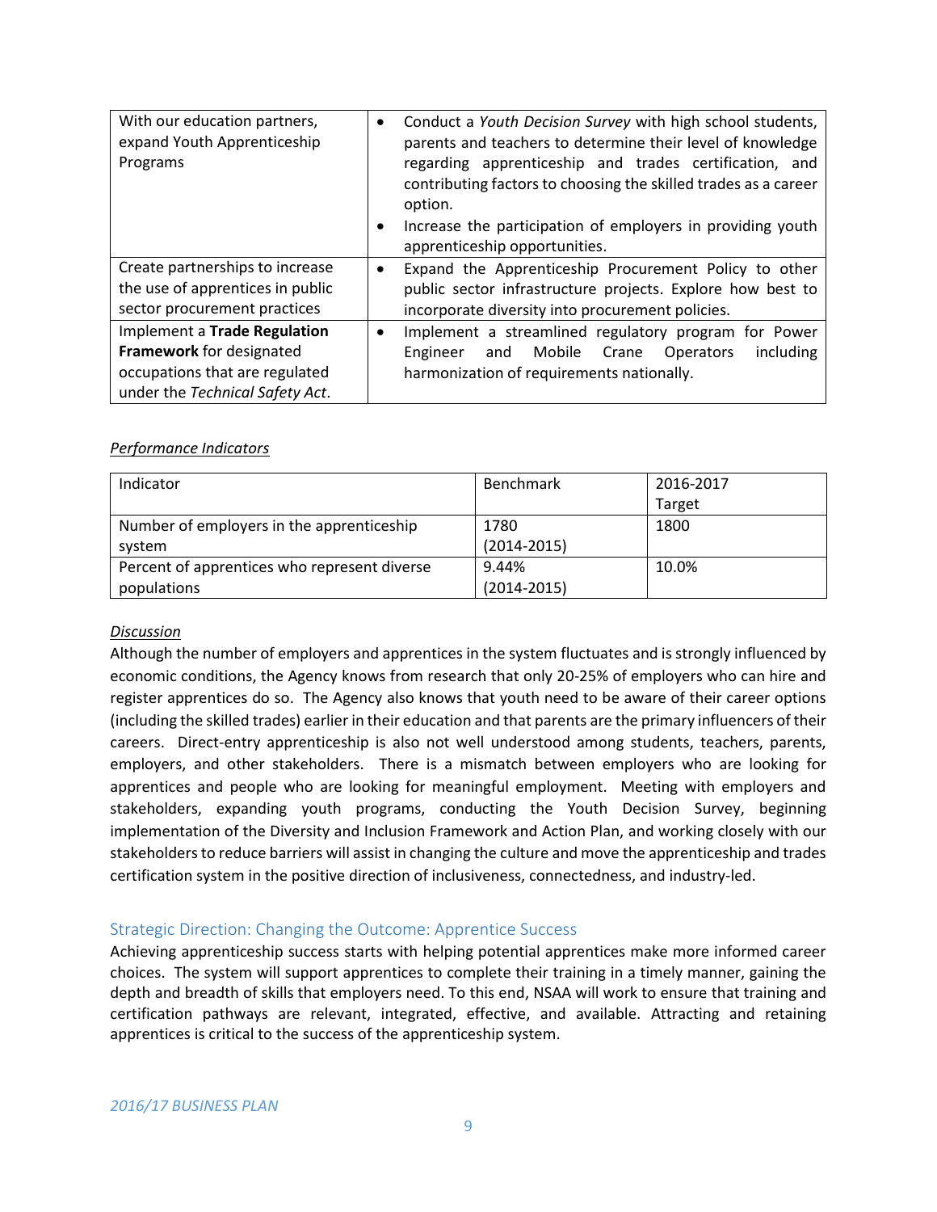| | |
|---|---|
| With our education partners, expand Youth Apprenticeship Programs | • Conduct a *Youth Decision Survey* with high school students, parents and teachers to determine their level of knowledge regarding apprenticeship and trades certification, and contributing factors to choosing the skilled trades as a career option.<br>• Increase the participation of employers in providing youth apprenticeship opportunities. |
| Create partnerships to increase the use of apprentices in public sector procurement practices | • Expand the Apprenticeship Procurement Policy to other public sector infrastructure projects. Explore how best to incorporate diversity into procurement policies. |
| Implement a **Trade Regulation Framework** for designated occupations that are regulated under the *Technical Safety Act*. | • Implement a streamlined regulatory program for Power Engineer and Mobile Crane Operators including harmonization of requirements nationally. |

*Performance Indicators*

| Indicator | Benchmark | 2016-2017 Target |
|---|---|---|
| Number of employers in the apprenticeship system | 1780 (2014-2015) | 1800 |
| Percent of apprentices who represent diverse populations | 9.44% (2014-2015) | 10.0% |

*Discussion*

Although the number of employers and apprentices in the system fluctuates and is strongly influenced by economic conditions, the Agency knows from research that only 20-25% of employers who can hire and register apprentices do so. The Agency also knows that youth need to be aware of their career options (including the skilled trades) earlier in their education and that parents are the primary influencers of their careers. Direct-entry apprenticeship is also not well understood among students, teachers, parents, employers, and other stakeholders. There is a mismatch between employers who are looking for apprentices and people who are looking for meaningful employment. Meeting with employers and stakeholders, expanding youth programs, conducting the Youth Decision Survey, beginning implementation of the Diversity and Inclusion Framework and Action Plan, and working closely with our stakeholders to reduce barriers will assist in changing the culture and move the apprenticeship and trades certification system in the positive direction of inclusiveness, connectedness, and industry-led.

## Strategic Direction: Changing the Outcome: Apprentice Success

Achieving apprenticeship success starts with helping potential apprentices make more informed career choices. The system will support apprentices to complete their training in a timely manner, gaining the depth and breadth of skills that employers need. To this end, NSAA will work to ensure that training and certification pathways are relevant, integrated, effective, and available. Attracting and retaining apprentices is critical to the success of the apprenticeship system.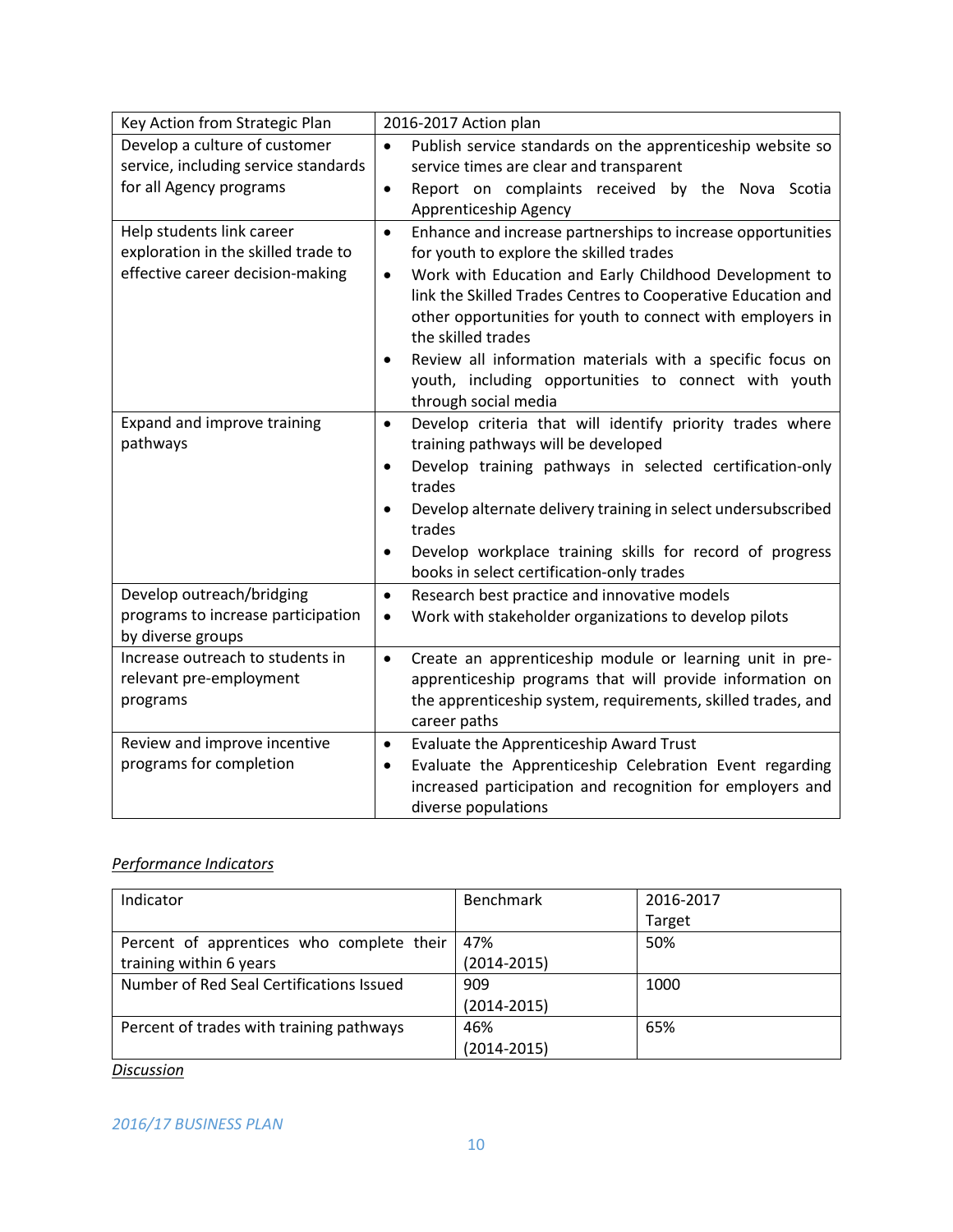| Key Action from Strategic Plan | 2016-2017 Action plan |
|---|---|
| Develop a culture of customer service, including service standards for all Agency programs | • Publish service standards on the apprenticeship website so service times are clear and transparent<br>• Report on complaints received by the Nova Scotia Apprenticeship Agency |
| Help students link career exploration in the skilled trade to effective career decision-making | • Enhance and increase partnerships to increase opportunities for youth to explore the skilled trades<br>• Work with Education and Early Childhood Development to link the Skilled Trades Centres to Cooperative Education and other opportunities for youth to connect with employers in the skilled trades<br>• Review all information materials with a specific focus on youth, including opportunities to connect with youth through social media |
| Expand and improve training pathways | • Develop criteria that will identify priority trades where training pathways will be developed<br>• Develop training pathways in selected certification-only trades<br>• Develop alternate delivery training in select undersubscribed trades<br>• Develop workplace training skills for record of progress books in select certification-only trades |
| Develop outreach/bridging programs to increase participation by diverse groups | • Research best practice and innovative models<br>• Work with stakeholder organizations to develop pilots |
| Increase outreach to students in relevant pre-employment programs | • Create an apprenticeship module or learning unit in pre-apprenticeship programs that will provide information on the apprenticeship system, requirements, skilled trades, and career paths |
| Review and improve incentive programs for completion | • Evaluate the Apprenticeship Award Trust<br>• Evaluate the Apprenticeship Celebration Event regarding increased participation and recognition for employers and diverse populations |

*Performance Indicators*

| Indicator | Benchmark | 2016-2017 Target |
|---|---|---|
| Percent of apprentices who complete their training within 6 years | 47% (2014-2015) | 50% |
| Number of Red Seal Certifications Issued | 909 (2014-2015) | 1000 |
| Percent of trades with training pathways | 46% (2014-2015) | 65% |

*Discussion*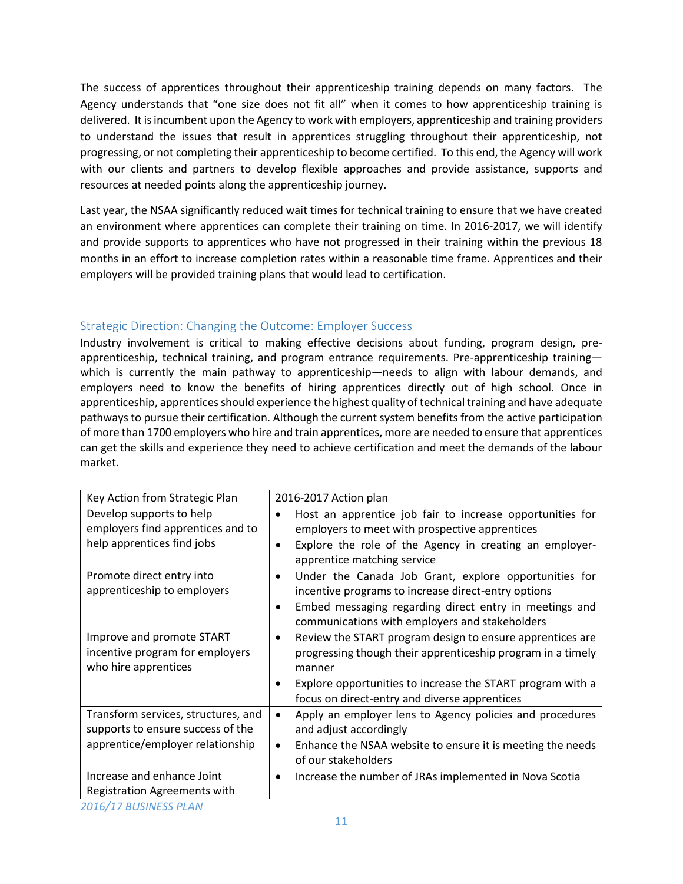The success of apprentices throughout their apprenticeship training depends on many factors. The Agency understands that "one size does not fit all" when it comes to how apprenticeship training is delivered. It is incumbent upon the Agency to work with employers, apprenticeship and training providers to understand the issues that result in apprentices struggling throughout their apprenticeship, not progressing, or not completing their apprenticeship to become certified. To this end, the Agency will work with our clients and partners to develop flexible approaches and provide assistance, supports and resources at needed points along the apprenticeship journey.

Last year, the NSAA significantly reduced wait times for technical training to ensure that we have created an environment where apprentices can complete their training on time. In 2016-2017, we will identify and provide supports to apprentices who have not progressed in their training within the previous 18 months in an effort to increase completion rates within a reasonable time frame. Apprentices and their employers will be provided training plans that would lead to certification.

## Strategic Direction: Changing the Outcome: Employer Success

Industry involvement is critical to making effective decisions about funding, program design, pre-apprenticeship, technical training, and program entrance requirements. Pre-apprenticeship training—which is currently the main pathway to apprenticeship—needs to align with labour demands, and employers need to know the benefits of hiring apprentices directly out of high school. Once in apprenticeship, apprentices should experience the highest quality of technical training and have adequate pathways to pursue their certification. Although the current system benefits from the active participation of more than 1700 employers who hire and train apprentices, more are needed to ensure that apprentices can get the skills and experience they need to achieve certification and meet the demands of the labour market.

| Key Action from Strategic Plan | 2016-2017 Action plan |
| --- | --- |
| Develop supports to help employers find apprentices and to help apprentices find jobs | • Host an apprentice job fair to increase opportunities for employers to meet with prospective apprentices<br>• Explore the role of the Agency in creating an employer-apprentice matching service |
| Promote direct entry into apprenticeship to employers | • Under the Canada Job Grant, explore opportunities for incentive programs to increase direct-entry options<br>• Embed messaging regarding direct entry in meetings and communications with employers and stakeholders |
| Improve and promote START incentive program for employers who hire apprentices | • Review the START program design to ensure apprentices are progressing though their apprenticeship program in a timely manner<br>• Explore opportunities to increase the START program with a focus on direct-entry and diverse apprentices |
| Transform services, structures, and supports to ensure success of the apprentice/employer relationship | • Apply an employer lens to Agency policies and procedures and adjust accordingly<br>• Enhance the NSAA website to ensure it is meeting the needs of our stakeholders |
| Increase and enhance Joint Registration Agreements with | • Increase the number of JRAs implemented in Nova Scotia |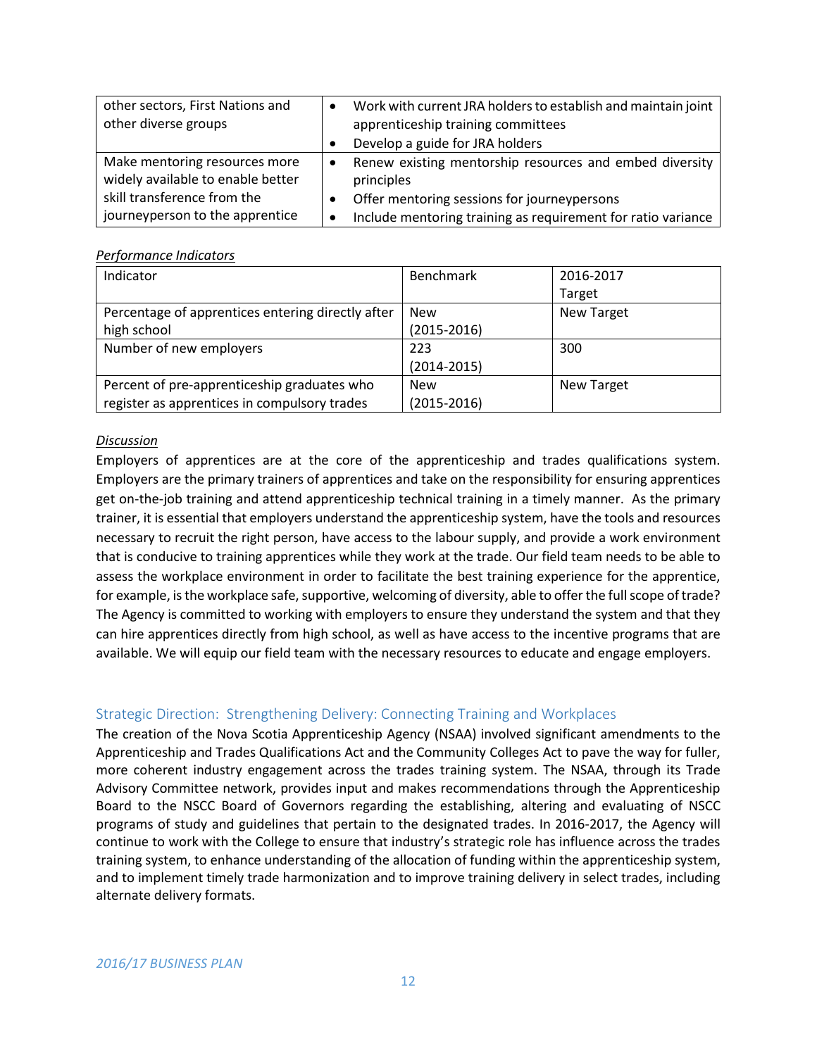| other sectors, First Nations and other diverse groups | • Work with current JRA holders to establish and maintain joint apprenticeship training committees<br>• Develop a guide for JRA holders |
|---|---|
| Make mentoring resources more widely available to enable better skill transference from the journeyperson to the apprentice | • Renew existing mentorship resources and embed diversity principles<br>• Offer mentoring sessions for journeypersons<br>• Include mentoring training as requirement for ratio variance |

*Performance Indicators*

| Indicator | Benchmark | 2016-2017 Target |
|---|---|---|
| Percentage of apprentices entering directly after high school | New (2015-2016) | New Target |
| Number of new employers | 223 (2014-2015) | 300 |
| Percent of pre-apprenticeship graduates who register as apprentices in compulsory trades | New (2015-2016) | New Target |

*Discussion*

Employers of apprentices are at the core of the apprenticeship and trades qualifications system. Employers are the primary trainers of apprentices and take on the responsibility for ensuring apprentices get on-the-job training and attend apprenticeship technical training in a timely manner. As the primary trainer, it is essential that employers understand the apprenticeship system, have the tools and resources necessary to recruit the right person, have access to the labour supply, and provide a work environment that is conducive to training apprentices while they work at the trade. Our field team needs to be able to assess the workplace environment in order to facilitate the best training experience for the apprentice, for example, is the workplace safe, supportive, welcoming of diversity, able to offer the full scope of trade? The Agency is committed to working with employers to ensure they understand the system and that they can hire apprentices directly from high school, as well as have access to the incentive programs that are available. We will equip our field team with the necessary resources to educate and engage employers.

## Strategic Direction: Strengthening Delivery: Connecting Training and Workplaces

The creation of the Nova Scotia Apprenticeship Agency (NSAA) involved significant amendments to the Apprenticeship and Trades Qualifications Act and the Community Colleges Act to pave the way for fuller, more coherent industry engagement across the trades training system. The NSAA, through its Trade Advisory Committee network, provides input and makes recommendations through the Apprenticeship Board to the NSCC Board of Governors regarding the establishing, altering and evaluating of NSCC programs of study and guidelines that pertain to the designated trades. In 2016-2017, the Agency will continue to work with the College to ensure that industry's strategic role has influence across the trades training system, to enhance understanding of the allocation of funding within the apprenticeship system, and to implement timely trade harmonization and to improve training delivery in select trades, including alternate delivery formats.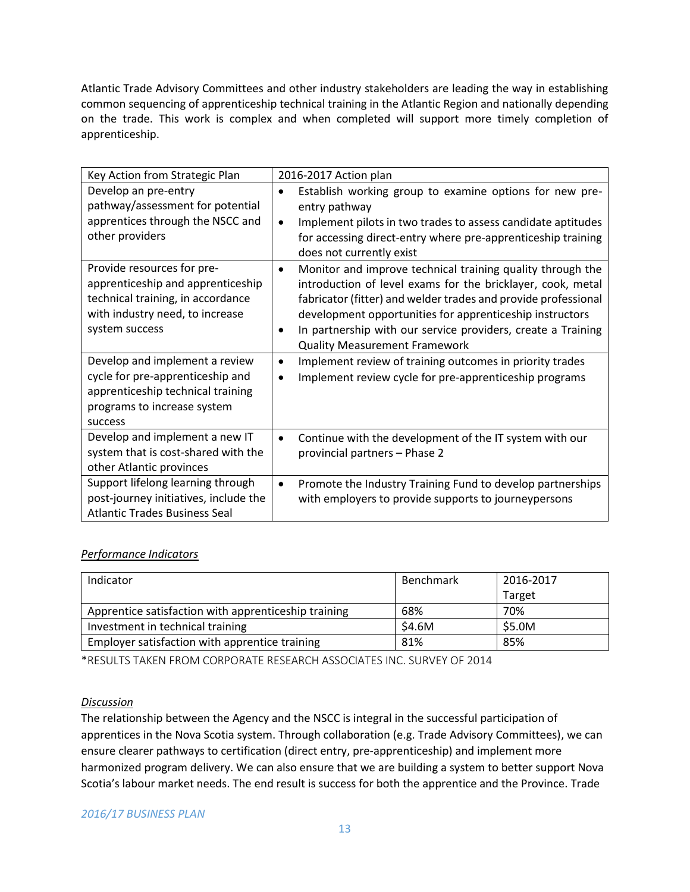Atlantic Trade Advisory Committees and other industry stakeholders are leading the way in establishing common sequencing of apprenticeship technical training in the Atlantic Region and nationally depending on the trade. This work is complex and when completed will support more timely completion of apprenticeship.

| Key Action from Strategic Plan | 2016-2017 Action plan |
|---|---|
| Develop an pre-entry pathway/assessment for potential apprentices through the NSCC and other providers | • Establish working group to examine options for new pre-entry pathway<br>• Implement pilots in two trades to assess candidate aptitudes for accessing direct-entry where pre-apprenticeship training does not currently exist |
| Provide resources for pre-apprenticeship and apprenticeship technical training, in accordance with industry need, to increase system success | • Monitor and improve technical training quality through the introduction of level exams for the bricklayer, cook, metal fabricator (fitter) and welder trades and provide professional development opportunities for apprenticeship instructors<br>• In partnership with our service providers, create a Training Quality Measurement Framework |
| Develop and implement a review cycle for pre-apprenticeship and apprenticeship technical training programs to increase system success | • Implement review of training outcomes in priority trades<br>• Implement review cycle for pre-apprenticeship programs |
| Develop and implement a new IT system that is cost-shared with the other Atlantic provinces | • Continue with the development of the IT system with our provincial partners – Phase 2 |
| Support lifelong learning through post-journey initiatives, include the Atlantic Trades Business Seal | • Promote the Industry Training Fund to develop partnerships with employers to provide supports to journeypersons |

*Performance Indicators*

| Indicator | Benchmark | 2016-2017 Target |
|---|---|---|
| Apprentice satisfaction with apprenticeship training | 68% | 70% |
| Investment in technical training | $4.6M | $5.0M |
| Employer satisfaction with apprentice training | 81% | 85% |

*RESULTS TAKEN FROM CORPORATE RESEARCH ASSOCIATES INC. SURVEY OF 2014

*Discussion*

The relationship between the Agency and the NSCC is integral in the successful participation of apprentices in the Nova Scotia system. Through collaboration (e.g. Trade Advisory Committees), we can ensure clearer pathways to certification (direct entry, pre-apprenticeship) and implement more harmonized program delivery. We can also ensure that we are building a system to better support Nova Scotia's labour market needs. The end result is success for both the apprentice and the Province. Trade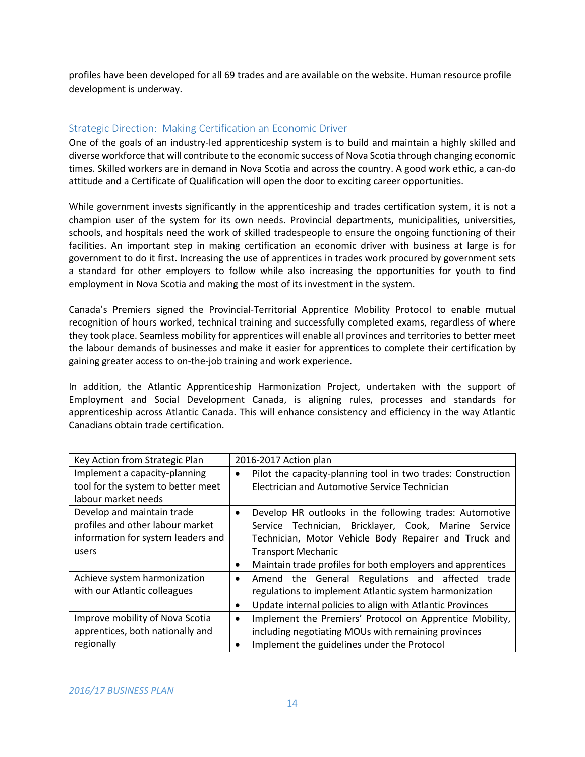profiles have been developed for all 69 trades and are available on the website. Human resource profile development is underway.

## Strategic Direction: Making Certification an Economic Driver

One of the goals of an industry-led apprenticeship system is to build and maintain a highly skilled and diverse workforce that will contribute to the economic success of Nova Scotia through changing economic times. Skilled workers are in demand in Nova Scotia and across the country. A good work ethic, a can-do attitude and a Certificate of Qualification will open the door to exciting career opportunities.

While government invests significantly in the apprenticeship and trades certification system, it is not a champion user of the system for its own needs. Provincial departments, municipalities, universities, schools, and hospitals need the work of skilled tradespeople to ensure the ongoing functioning of their facilities. An important step in making certification an economic driver with business at large is for government to do it first. Increasing the use of apprentices in trades work procured by government sets a standard for other employers to follow while also increasing the opportunities for youth to find employment in Nova Scotia and making the most of its investment in the system.

Canada's Premiers signed the Provincial-Territorial Apprentice Mobility Protocol to enable mutual recognition of hours worked, technical training and successfully completed exams, regardless of where they took place. Seamless mobility for apprentices will enable all provinces and territories to better meet the labour demands of businesses and make it easier for apprentices to complete their certification by gaining greater access to on-the-job training and work experience.

In addition, the Atlantic Apprenticeship Harmonization Project, undertaken with the support of Employment and Social Development Canada, is aligning rules, processes and standards for apprenticeship across Atlantic Canada. This will enhance consistency and efficiency in the way Atlantic Canadians obtain trade certification.

| Key Action from Strategic Plan | 2016-2017 Action plan |
|---|---|
| Implement a capacity-planning tool for the system to better meet labour market needs | • Pilot the capacity-planning tool in two trades: Construction Electrician and Automotive Service Technician |
| Develop and maintain trade profiles and other labour market information for system leaders and users | • Develop HR outlooks in the following trades: Automotive Service Technician, Bricklayer, Cook, Marine Service Technician, Motor Vehicle Body Repairer and Truck and Transport Mechanic<br>• Maintain trade profiles for both employers and apprentices |
| Achieve system harmonization with our Atlantic colleagues | • Amend the General Regulations and affected trade regulations to implement Atlantic system harmonization<br>• Update internal policies to align with Atlantic Provinces |
| Improve mobility of Nova Scotia apprentices, both nationally and regionally | • Implement the Premiers' Protocol on Apprentice Mobility, including negotiating MOUs with remaining provinces<br>• Implement the guidelines under the Protocol |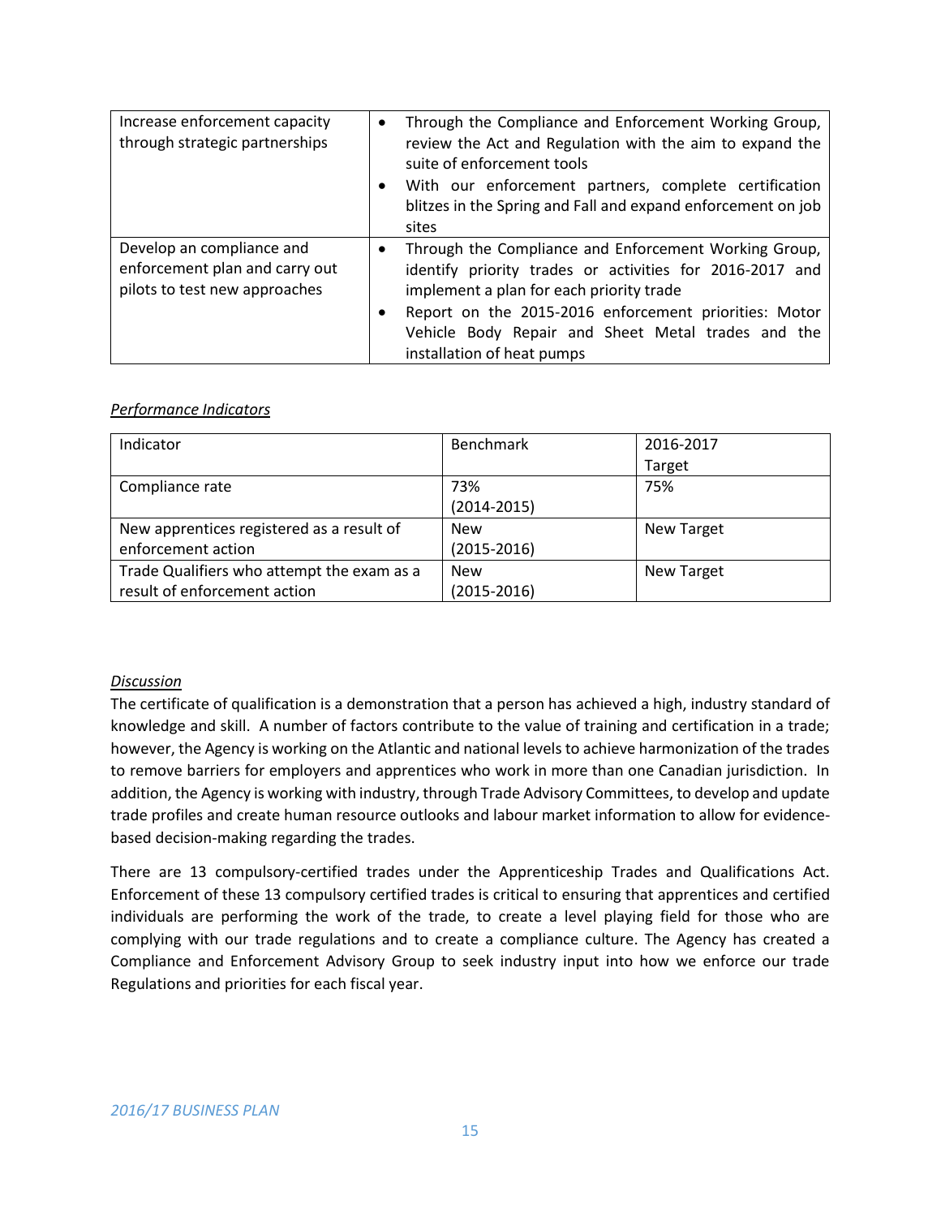| | |
|---|---|
| Increase enforcement capacity through strategic partnerships | • Through the Compliance and Enforcement Working Group, review the Act and Regulation with the aim to expand the suite of enforcement tools<br>• With our enforcement partners, complete certification blitzes in the Spring and Fall and expand enforcement on job sites |
| Develop an compliance and enforcement plan and carry out pilots to test new approaches | • Through the Compliance and Enforcement Working Group, identify priority trades or activities for 2016-2017 and implement a plan for each priority trade<br>• Report on the 2015-2016 enforcement priorities: Motor Vehicle Body Repair and Sheet Metal trades and the installation of heat pumps |

*Performance Indicators*

| Indicator | Benchmark | 2016-2017 Target |
|---|---|---|
| Compliance rate | 73% (2014-2015) | 75% |
| New apprentices registered as a result of enforcement action | New (2015-2016) | New Target |
| Trade Qualifiers who attempt the exam as a result of enforcement action | New (2015-2016) | New Target |

*Discussion*

The certificate of qualification is a demonstration that a person has achieved a high, industry standard of knowledge and skill. A number of factors contribute to the value of training and certification in a trade; however, the Agency is working on the Atlantic and national levels to achieve harmonization of the trades to remove barriers for employers and apprentices who work in more than one Canadian jurisdiction. In addition, the Agency is working with industry, through Trade Advisory Committees, to develop and update trade profiles and create human resource outlooks and labour market information to allow for evidence-based decision-making regarding the trades.

There are 13 compulsory-certified trades under the Apprenticeship Trades and Qualifications Act. Enforcement of these 13 compulsory certified trades is critical to ensuring that apprentices and certified individuals are performing the work of the trade, to create a level playing field for those who are complying with our trade regulations and to create a compliance culture. The Agency has created a Compliance and Enforcement Advisory Group to seek industry input into how we enforce our trade Regulations and priorities for each fiscal year.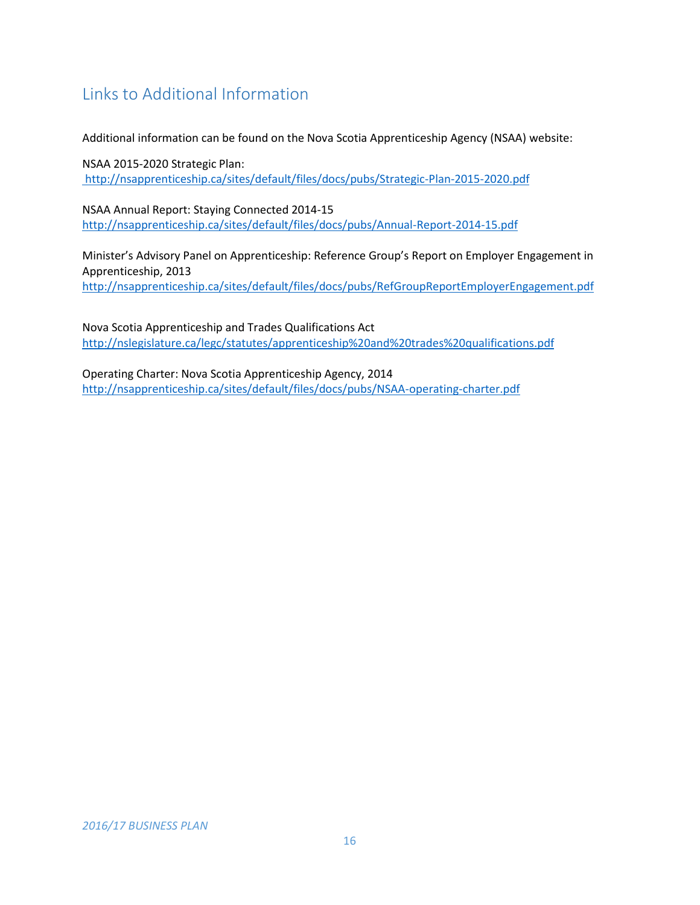## Links to Additional Information

Additional information can be found on the Nova Scotia Apprenticeship Agency (NSAA) website:

NSAA 2015-2020 Strategic Plan:
http://nsapprenticeship.ca/sites/default/files/docs/pubs/Strategic-Plan-2015-2020.pdf

NSAA Annual Report: Staying Connected 2014-15
http://nsapprenticeship.ca/sites/default/files/docs/pubs/Annual-Report-2014-15.pdf

Minister's Advisory Panel on Apprenticeship: Reference Group's Report on Employer Engagement in Apprenticeship, 2013
http://nsapprenticeship.ca/sites/default/files/docs/pubs/RefGroupReportEmployerEngagement.pdf

Nova Scotia Apprenticeship and Trades Qualifications Act
http://nslegislature.ca/legc/statutes/apprenticeship%20and%20trades%20qualifications.pdf

Operating Charter: Nova Scotia Apprenticeship Agency, 2014
http://nsapprenticeship.ca/sites/default/files/docs/pubs/NSAA-operating-charter.pdf